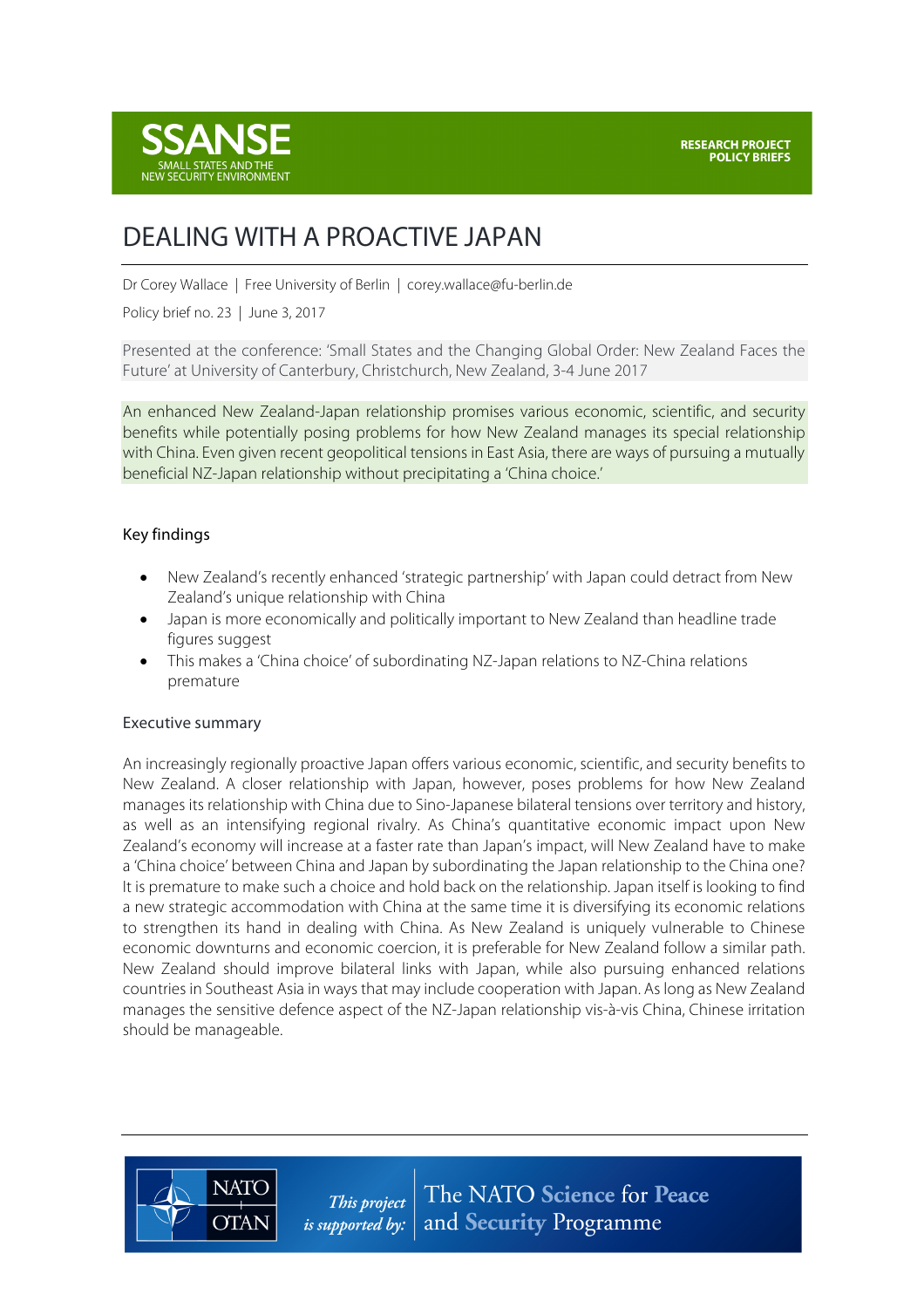SSANSE
SMALL STATES AND THE NEW SECURITY ENVIRONMENT

RESEARCH PROJECT POLICY BRIEFS

# DEALING WITH A PROACTIVE JAPAN

Dr Corey Wallace | Free University of Berlin | corey.wallace@fu-berlin.de

Policy brief no. 23 | June 3, 2017

Presented at the conference: 'Small States and the Changing Global Order: New Zealand Faces the Future' at University of Canterbury, Christchurch, New Zealand, 3-4 June 2017

An enhanced New Zealand-Japan relationship promises various economic, scientific, and security benefits while potentially posing problems for how New Zealand manages its special relationship with China. Even given recent geopolitical tensions in East Asia, there are ways of pursuing a mutually beneficial NZ-Japan relationship without precipitating a 'China choice.'

## Key findings

- New Zealand's recently enhanced 'strategic partnership' with Japan could detract from New Zealand's unique relationship with China
- Japan is more economically and politically important to New Zealand than headline trade figures suggest
- This makes a 'China choice' of subordinating NZ-Japan relations to NZ-China relations premature

## Executive summary

An increasingly regionally proactive Japan offers various economic, scientific, and security benefits to New Zealand. A closer relationship with Japan, however, poses problems for how New Zealand manages its relationship with China due to Sino-Japanese bilateral tensions over territory and history, as well as an intensifying regional rivalry. As China's quantitative economic impact upon New Zealand's economy will increase at a faster rate than Japan's impact, will New Zealand have to make a 'China choice' between China and Japan by subordinating the Japan relationship to the China one? It is premature to make such a choice and hold back on the relationship. Japan itself is looking to find a new strategic accommodation with China at the same time it is diversifying its economic relations to strengthen its hand in dealing with China. As New Zealand is uniquely vulnerable to Chinese economic downturns and economic coercion, it is preferable for New Zealand follow a similar path. New Zealand should improve bilateral links with Japan, while also pursuing enhanced relations countries in Southeast Asia in ways that may include cooperation with Japan. As long as New Zealand manages the sensitive defence aspect of the NZ-Japan relationship vis-à-vis China, Chinese irritation should be manageable.

NATO OTAN — *This project is supported by:* The NATO Science for Peace and Security Programme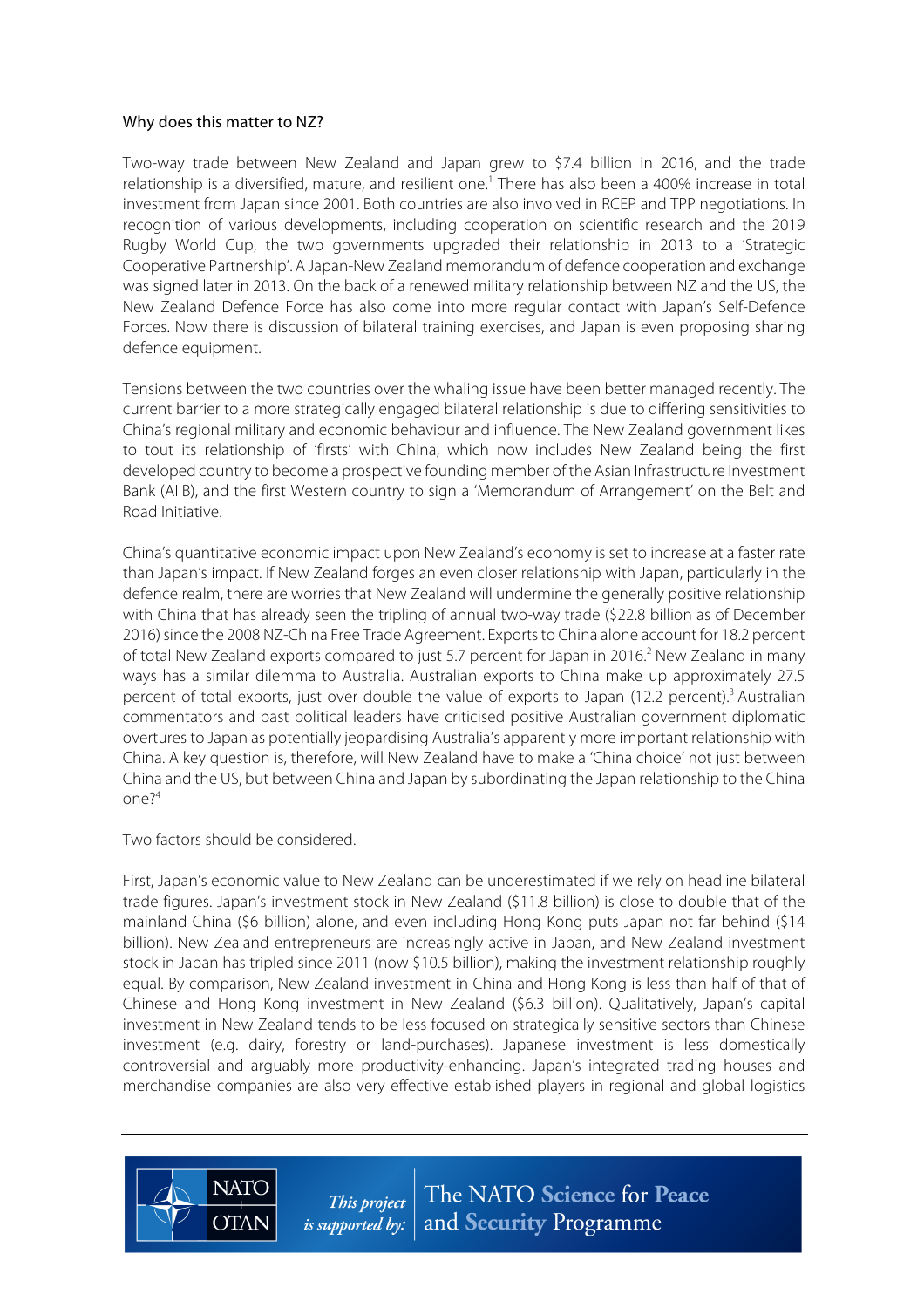Why does this matter to NZ?

Two-way trade between New Zealand and Japan grew to $7.4 billion in 2016, and the trade relationship is a diversified, mature, and resilient one.[1] There has also been a 400% increase in total investment from Japan since 2001. Both countries are also involved in RCEP and TPP negotiations. In recognition of various developments, including cooperation on scientific research and the 2019 Rugby World Cup, the two governments upgraded their relationship in 2013 to a 'Strategic Cooperative Partnership'. A Japan-New Zealand memorandum of defence cooperation and exchange was signed later in 2013. On the back of a renewed military relationship between NZ and the US, the New Zealand Defence Force has also come into more regular contact with Japan's Self-Defence Forces. Now there is discussion of bilateral training exercises, and Japan is even proposing sharing defence equipment.

Tensions between the two countries over the whaling issue have been better managed recently. The current barrier to a more strategically engaged bilateral relationship is due to differing sensitivities to China's regional military and economic behaviour and influence. The New Zealand government likes to tout its relationship of 'firsts' with China, which now includes New Zealand being the first developed country to become a prospective founding member of the Asian Infrastructure Investment Bank (AIIB), and the first Western country to sign a 'Memorandum of Arrangement' on the Belt and Road Initiative.

China's quantitative economic impact upon New Zealand's economy is set to increase at a faster rate than Japan's impact. If New Zealand forges an even closer relationship with Japan, particularly in the defence realm, there are worries that New Zealand will undermine the generally positive relationship with China that has already seen the tripling of annual two-way trade ($22.8 billion as of December 2016) since the 2008 NZ-China Free Trade Agreement. Exports to China alone account for 18.2 percent of total New Zealand exports compared to just 5.7 percent for Japan in 2016.[2] New Zealand in many ways has a similar dilemma to Australia. Australian exports to China make up approximately 27.5 percent of total exports, just over double the value of exports to Japan (12.2 percent).[3] Australian commentators and past political leaders have criticised positive Australian government diplomatic overtures to Japan as potentially jeopardising Australia's apparently more important relationship with China. A key question is, therefore, will New Zealand have to make a 'China choice' not just between China and the US, but between China and Japan by subordinating the Japan relationship to the China one?[4]

Two factors should be considered.

First, Japan's economic value to New Zealand can be underestimated if we rely on headline bilateral trade figures. Japan's investment stock in New Zealand ($11.8 billion) is close to double that of the mainland China ($6 billion) alone, and even including Hong Kong puts Japan not far behind ($14 billion). New Zealand entrepreneurs are increasingly active in Japan, and New Zealand investment stock in Japan has tripled since 2011 (now $10.5 billion), making the investment relationship roughly equal. By comparison, New Zealand investment in China and Hong Kong is less than half of that of Chinese and Hong Kong investment in New Zealand ($6.3 billion). Qualitatively, Japan's capital investment in New Zealand tends to be less focused on strategically sensitive sectors than Chinese investment (e.g. dairy, forestry or land-purchases). Japanese investment is less domestically controversial and arguably more productivity-enhancing. Japan's integrated trading houses and merchandise companies are also very effective established players in regional and global logistics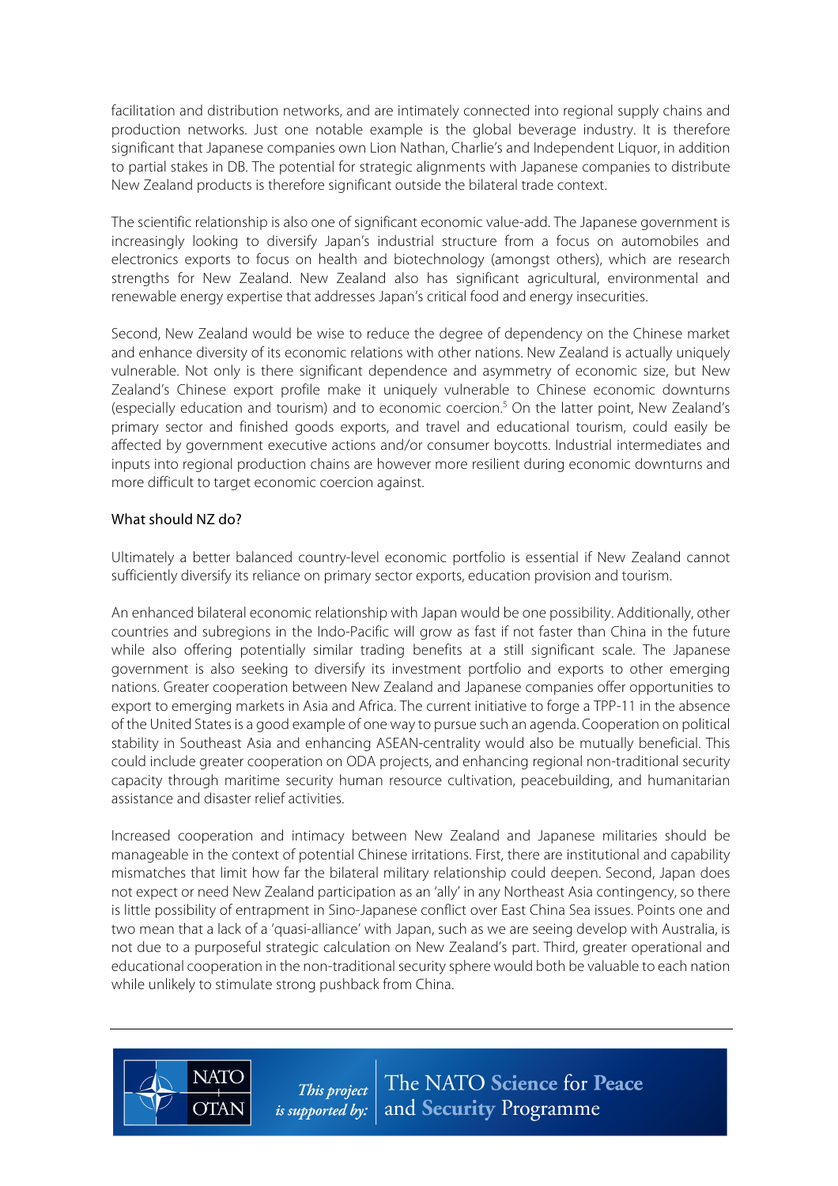facilitation and distribution networks, and are intimately connected into regional supply chains and production networks. Just one notable example is the global beverage industry. It is therefore significant that Japanese companies own Lion Nathan, Charlie's and Independent Liquor, in addition to partial stakes in DB. The potential for strategic alignments with Japanese companies to distribute New Zealand products is therefore significant outside the bilateral trade context.

The scientific relationship is also one of significant economic value-add. The Japanese government is increasingly looking to diversify Japan's industrial structure from a focus on automobiles and electronics exports to focus on health and biotechnology (amongst others), which are research strengths for New Zealand. New Zealand also has significant agricultural, environmental and renewable energy expertise that addresses Japan's critical food and energy insecurities.

Second, New Zealand would be wise to reduce the degree of dependency on the Chinese market and enhance diversity of its economic relations with other nations. New Zealand is actually uniquely vulnerable. Not only is there significant dependence and asymmetry of economic size, but New Zealand's Chinese export profile make it uniquely vulnerable to Chinese economic downturns (especially education and tourism) and to economic coercion.[5] On the latter point, New Zealand's primary sector and finished goods exports, and travel and educational tourism, could easily be affected by government executive actions and/or consumer boycotts. Industrial intermediates and inputs into regional production chains are however more resilient during economic downturns and more difficult to target economic coercion against.

## What should NZ do?

Ultimately a better balanced country-level economic portfolio is essential if New Zealand cannot sufficiently diversify its reliance on primary sector exports, education provision and tourism.

An enhanced bilateral economic relationship with Japan would be one possibility. Additionally, other countries and subregions in the Indo-Pacific will grow as fast if not faster than China in the future while also offering potentially similar trading benefits at a still significant scale. The Japanese government is also seeking to diversify its investment portfolio and exports to other emerging nations. Greater cooperation between New Zealand and Japanese companies offer opportunities to export to emerging markets in Asia and Africa. The current initiative to forge a TPP-11 in the absence of the United States is a good example of one way to pursue such an agenda. Cooperation on political stability in Southeast Asia and enhancing ASEAN-centrality would also be mutually beneficial. This could include greater cooperation on ODA projects, and enhancing regional non-traditional security capacity through maritime security human resource cultivation, peacebuilding, and humanitarian assistance and disaster relief activities.

Increased cooperation and intimacy between New Zealand and Japanese militaries should be manageable in the context of potential Chinese irritations. First, there are institutional and capability mismatches that limit how far the bilateral military relationship could deepen. Second, Japan does not expect or need New Zealand participation as an 'ally' in any Northeast Asia contingency, so there is little possibility of entrapment in Sino-Japanese conflict over East China Sea issues. Points one and two mean that a lack of a 'quasi-alliance' with Japan, such as we are seeing develop with Australia, is not due to a purposeful strategic calculation on New Zealand's part. Third, greater operational and educational cooperation in the non-traditional security sphere would both be valuable to each nation while unlikely to stimulate strong pushback from China.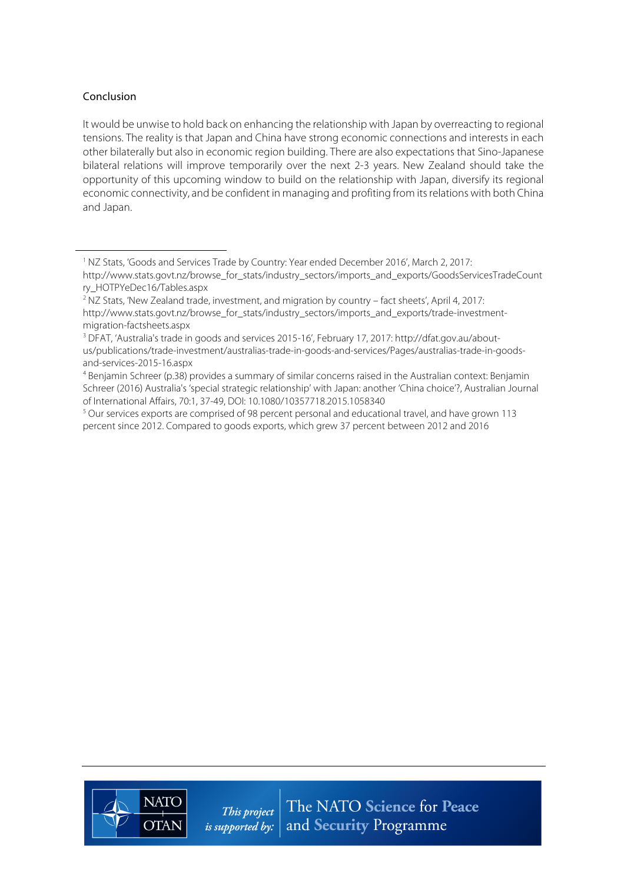## Conclusion

It would be unwise to hold back on enhancing the relationship with Japan by overreacting to regional tensions. The reality is that Japan and China have strong economic connections and interests in each other bilaterally but also in economic region building. There are also expectations that Sino-Japanese bilateral relations will improve temporarily over the next 2-3 years. New Zealand should take the opportunity of this upcoming window to build on the relationship with Japan, diversify its regional economic connectivity, and be confident in managing and profiting from its relations with both China and Japan.

---

[1] NZ Stats, 'Goods and Services Trade by Country: Year ended December 2016', March 2, 2017: http://www.stats.govt.nz/browse_for_stats/industry_sectors/imports_and_exports/GoodsServicesTradeCountry_HOTPYeDec16/Tables.aspx

[2] NZ Stats, 'New Zealand trade, investment, and migration by country – fact sheets', April 4, 2017: http://www.stats.govt.nz/browse_for_stats/industry_sectors/imports_and_exports/trade-investment-migration-factsheets.aspx

[3] DFAT, 'Australia's trade in goods and services 2015-16', February 17, 2017: http://dfat.gov.au/about-us/publications/trade-investment/australias-trade-in-goods-and-services/Pages/australias-trade-in-goods-and-services-2015-16.aspx

[4] Benjamin Schreer (p.38) provides a summary of similar concerns raised in the Australian context: Benjamin Schreer (2016) Australia's 'special strategic relationship' with Japan: another 'China choice'?, Australian Journal of International Affairs, 70:1, 37-49, DOI: 10.1080/10357718.2015.1058340

[5] Our services exports are comprised of 98 percent personal and educational travel, and have grown 113 percent since 2012. Compared to goods exports, which grew 37 percent between 2012 and 2016

NATO OTAN

*This project is supported by:* The NATO **Science** for **Peace** and **Security** Programme